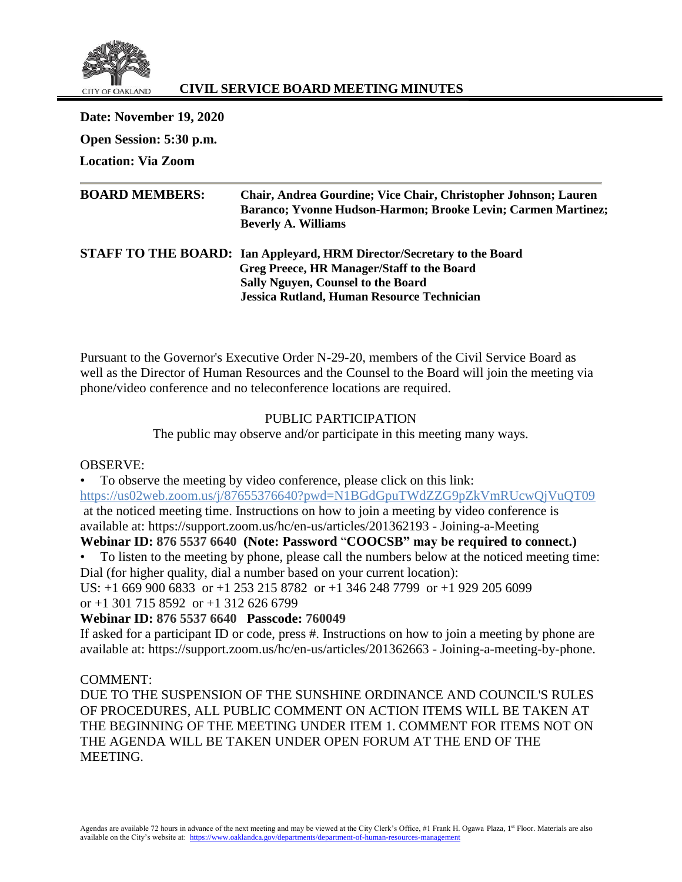CITY OF OAKLAND

# CIVIL SERVICE BOARD MEETING MINUTES

**Date: November 19, 2020**

**Open Session: 5:30 p.m.**

**Location: Via Zoom**

---

**BOARD MEMBERS:** **Chair, Andrea Gourdine; Vice Chair, Christopher Johnson; Lauren Baranco; Yvonne Hudson-Harmon; Brooke Levin; Carmen Martinez; Beverly A. Williams**

**STAFF TO THE BOARD:** **Ian Appleyard, HRM Director/Secretary to the Board**
**Greg Preece, HR Manager/Staff to the Board**
**Sally Nguyen, Counsel to the Board**
**Jessica Rutland, Human Resource Technician**

Pursuant to the Governor's Executive Order N-29-20, members of the Civil Service Board as well as the Director of Human Resources and the Counsel to the Board will join the meeting via phone/video conference and no teleconference locations are required.

## PUBLIC PARTICIPATION

The public may observe and/or participate in this meeting many ways.

OBSERVE:

- To observe the meeting by video conference, please click on this link: https://us02web.zoom.us/j/87655376640?pwd=N1BGdGpuTWdZZG9pZkVmRUcwQjVuQT09 at the noticed meeting time. Instructions on how to join a meeting by video conference is available at: https://support.zoom.us/hc/en-us/articles/201362193 - Joining-a-Meeting

**Webinar ID: 876 5537 6640 (Note: Password "COOCSB" may be required to connect.)**

- To listen to the meeting by phone, please call the numbers below at the noticed meeting time: Dial (for higher quality, dial a number based on your current location):

US: +1 669 900 6833 or +1 253 215 8782 or +1 346 248 7799 or +1 929 205 6099 or +1 301 715 8592 or +1 312 626 6799

**Webinar ID: 876 5537 6640 Passcode: 760049**

If asked for a participant ID or code, press #. Instructions on how to join a meeting by phone are available at: https://support.zoom.us/hc/en-us/articles/201362663 - Joining-a-meeting-by-phone.

COMMENT:

DUE TO THE SUSPENSION OF THE SUNSHINE ORDINANCE AND COUNCIL'S RULES OF PROCEDURES, ALL PUBLIC COMMENT ON ACTION ITEMS WILL BE TAKEN AT THE BEGINNING OF THE MEETING UNDER ITEM 1. COMMENT FOR ITEMS NOT ON THE AGENDA WILL BE TAKEN UNDER OPEN FORUM AT THE END OF THE MEETING.

Agendas are available 72 hours in advance of the next meeting and may be viewed at the City Clerk's Office, #1 Frank H. Ogawa Plaza, 1st Floor. Materials are also available on the City's website at: https://www.oaklandca.gov/departments/department-of-human-resources-management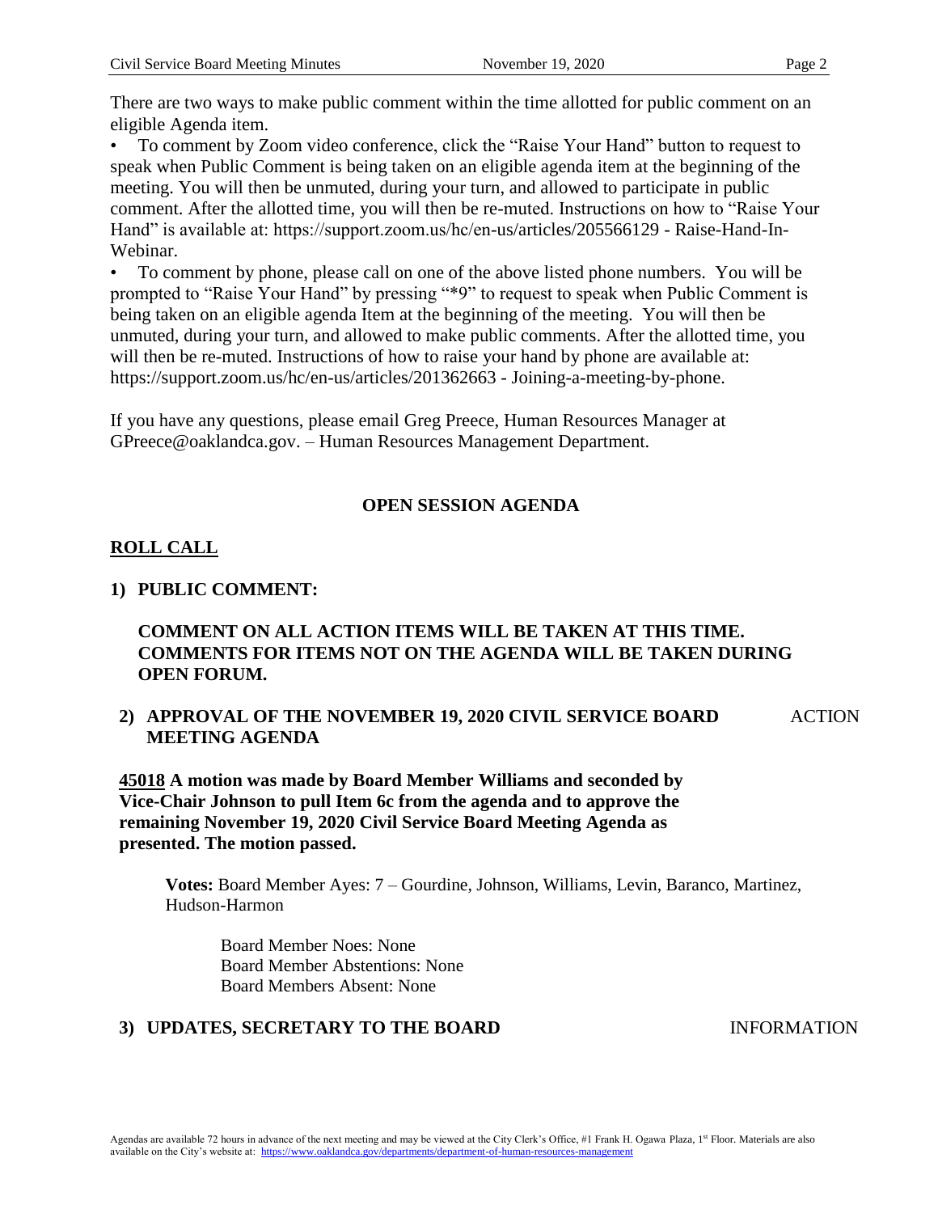There are two ways to make public comment within the time allotted for public comment on an eligible Agenda item.

- To comment by Zoom video conference, click the "Raise Your Hand" button to request to speak when Public Comment is being taken on an eligible agenda item at the beginning of the meeting. You will then be unmuted, during your turn, and allowed to participate in public comment. After the allotted time, you will then be re-muted. Instructions on how to "Raise Your Hand" is available at: https://support.zoom.us/hc/en-us/articles/205566129 - Raise-Hand-In-Webinar.
- To comment by phone, please call on one of the above listed phone numbers. You will be prompted to "Raise Your Hand" by pressing "*9" to request to speak when Public Comment is being taken on an eligible agenda Item at the beginning of the meeting. You will then be unmuted, during your turn, and allowed to make public comments. After the allotted time, you will then be re-muted. Instructions of how to raise your hand by phone are available at: https://support.zoom.us/hc/en-us/articles/201362663 - Joining-a-meeting-by-phone.

If you have any questions, please email Greg Preece, Human Resources Manager at GPreece@oaklandca.gov. – Human Resources Management Department.

## OPEN SESSION AGENDA

**ROLL CALL**

**1) PUBLIC COMMENT:**

**COMMENT ON ALL ACTION ITEMS WILL BE TAKEN AT THIS TIME. COMMENTS FOR ITEMS NOT ON THE AGENDA WILL BE TAKEN DURING OPEN FORUM.**

**2) APPROVAL OF THE NOVEMBER 19, 2020 CIVIL SERVICE BOARD MEETING AGENDA** ACTION

**45018 A motion was made by Board Member Williams and seconded by Vice-Chair Johnson to pull Item 6c from the agenda and to approve the remaining November 19, 2020 Civil Service Board Meeting Agenda as presented. The motion passed.**

**Votes:** Board Member Ayes: 7 – Gourdine, Johnson, Williams, Levin, Baranco, Martinez, Hudson-Harmon

Board Member Noes: None
Board Member Abstentions: None
Board Members Absent: None

**3) UPDATES, SECRETARY TO THE BOARD** INFORMATION

Agendas are available 72 hours in advance of the next meeting and may be viewed at the City Clerk's Office, #1 Frank H. Ogawa Plaza, 1st Floor. Materials are also available on the City's website at: https://www.oaklandca.gov/departments/department-of-human-resources-management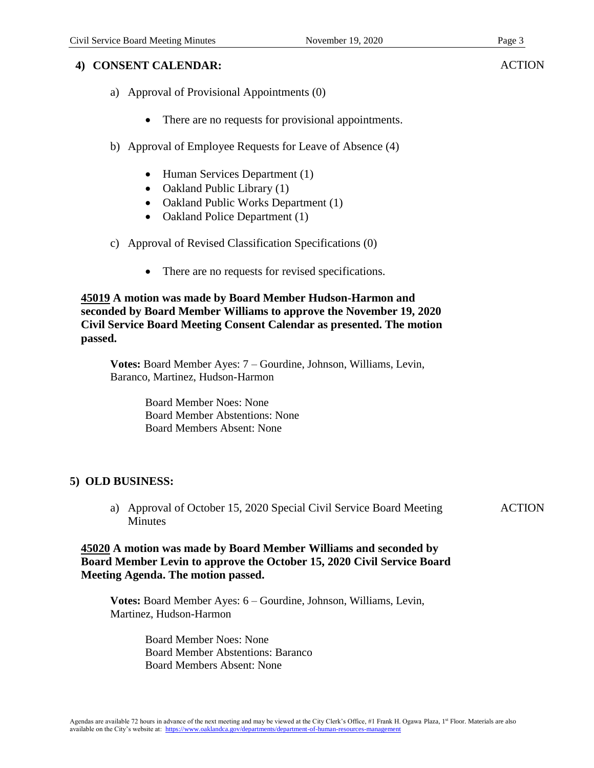## 4) CONSENT CALENDAR: ACTION

a) Approval of Provisional Appointments (0)

- There are no requests for provisional appointments.

b) Approval of Employee Requests for Leave of Absence (4)

- Human Services Department (1)
- Oakland Public Library (1)
- Oakland Public Works Department (1)
- Oakland Police Department (1)

c) Approval of Revised Classification Specifications (0)

- There are no requests for revised specifications.

**45019 A motion was made by Board Member Hudson-Harmon and seconded by Board Member Williams to approve the November 19, 2020 Civil Service Board Meeting Consent Calendar as presented. The motion passed.**

**Votes:** Board Member Ayes: 7 – Gourdine, Johnson, Williams, Levin, Baranco, Martinez, Hudson-Harmon

Board Member Noes: None
Board Member Abstentions: None
Board Members Absent: None

## 5) OLD BUSINESS:

a) Approval of October 15, 2020 Special Civil Service Board Meeting Minutes ACTION

**45020 A motion was made by Board Member Williams and seconded by Board Member Levin to approve the October 15, 2020 Civil Service Board Meeting Agenda. The motion passed.**

**Votes:** Board Member Ayes: 6 – Gourdine, Johnson, Williams, Levin, Martinez, Hudson-Harmon

Board Member Noes: None
Board Member Abstentions: Baranco
Board Members Absent: None

Agendas are available 72 hours in advance of the next meeting and may be viewed at the City Clerk's Office, #1 Frank H. Ogawa Plaza, 1st Floor. Materials are also available on the City's website at: https://www.oaklandca.gov/departments/department-of-human-resources-management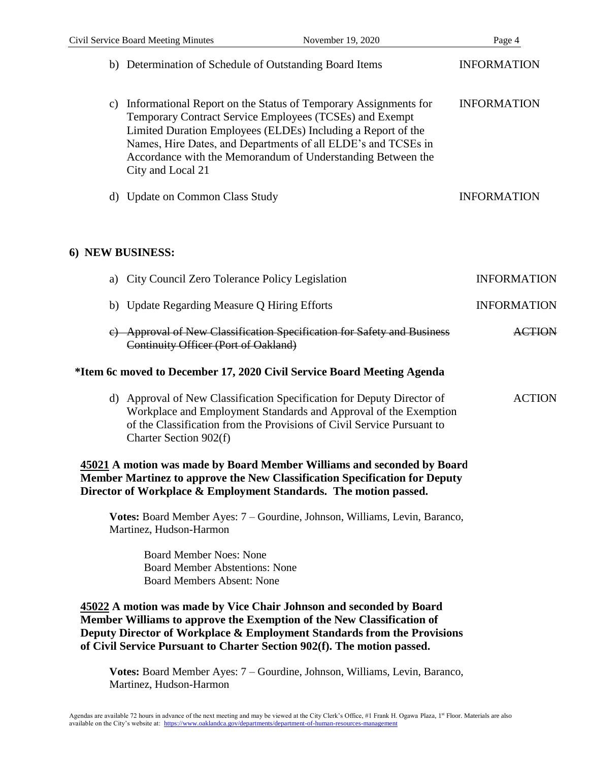b) Determination of Schedule of Outstanding Board Items — INFORMATION

c) Informational Report on the Status of Temporary Assignments for Temporary Contract Service Employees (TCSEs) and Exempt Limited Duration Employees (ELDEs) Including a Report of the Names, Hire Dates, and Departments of all ELDE's and TCSEs in Accordance with the Memorandum of Understanding Between the City and Local 21 — INFORMATION

d) Update on Common Class Study — INFORMATION

**6) NEW BUSINESS:**

a) City Council Zero Tolerance Policy Legislation — INFORMATION

b) Update Regarding Measure Q Hiring Efforts — INFORMATION

~~c) Approval of New Classification Specification for Safety and Business Continuity Officer (Port of Oakland) — ACTION~~

**\*Item 6c moved to December 17, 2020 Civil Service Board Meeting Agenda**

d) Approval of New Classification Specification for Deputy Director of Workplace and Employment Standards and Approval of the Exemption of the Classification from the Provisions of Civil Service Pursuant to Charter Section 902(f) — ACTION

**<u>45021</u> A motion was made by Board Member Williams and seconded by Board Member Martinez to approve the New Classification Specification for Deputy Director of Workplace & Employment Standards. The motion passed.**

**Votes:** Board Member Ayes: 7 – Gourdine, Johnson, Williams, Levin, Baranco, Martinez, Hudson-Harmon

Board Member Noes: None
Board Member Abstentions: None
Board Members Absent: None

**<u>45022</u> A motion was made by Vice Chair Johnson and seconded by Board Member Williams to approve the Exemption of the New Classification of Deputy Director of Workplace & Employment Standards from the Provisions of Civil Service Pursuant to Charter Section 902(f). The motion passed.**

**Votes:** Board Member Ayes: 7 – Gourdine, Johnson, Williams, Levin, Baranco, Martinez, Hudson-Harmon

Agendas are available 72 hours in advance of the next meeting and may be viewed at the City Clerk's Office, #1 Frank H. Ogawa Plaza, 1st Floor. Materials are also available on the City's website at: https://www.oaklandca.gov/departments/department-of-human-resources-management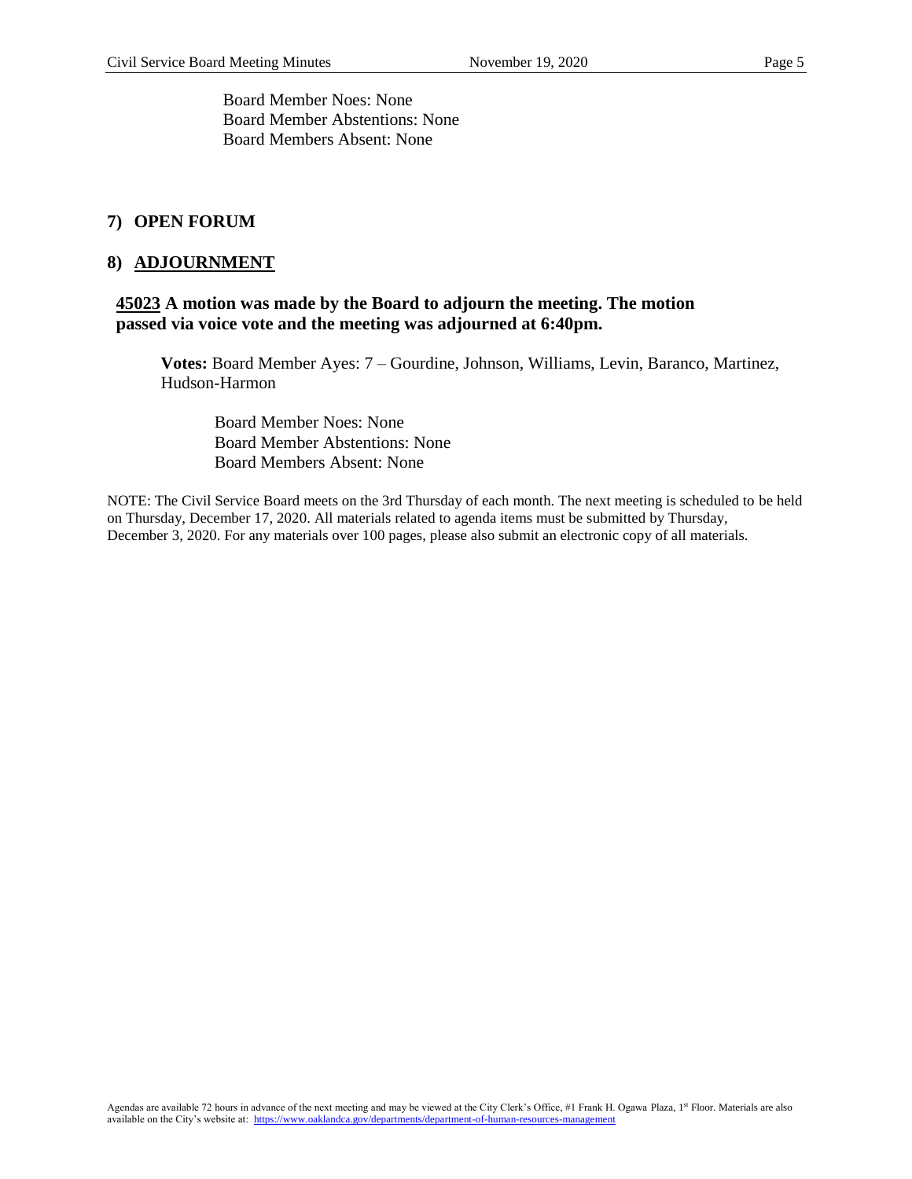Board Member Noes: None
Board Member Abstentions: None
Board Members Absent: None

## 7) OPEN FORUM

## 8) ADJOURNMENT

**45023 A motion was made by the Board to adjourn the meeting. The motion passed via voice vote and the meeting was adjourned at 6:40pm.**

**Votes:** Board Member Ayes: 7 – Gourdine, Johnson, Williams, Levin, Baranco, Martinez, Hudson-Harmon

Board Member Noes: None
Board Member Abstentions: None
Board Members Absent: None

NOTE: The Civil Service Board meets on the 3rd Thursday of each month. The next meeting is scheduled to be held on Thursday, December 17, 2020. All materials related to agenda items must be submitted by Thursday, December 3, 2020. For any materials over 100 pages, please also submit an electronic copy of all materials.

Agendas are available 72 hours in advance of the next meeting and may be viewed at the City Clerk's Office, #1 Frank H. Ogawa Plaza, 1st Floor. Materials are also available on the City's website at: https://www.oaklandca.gov/departments/department-of-human-resources-management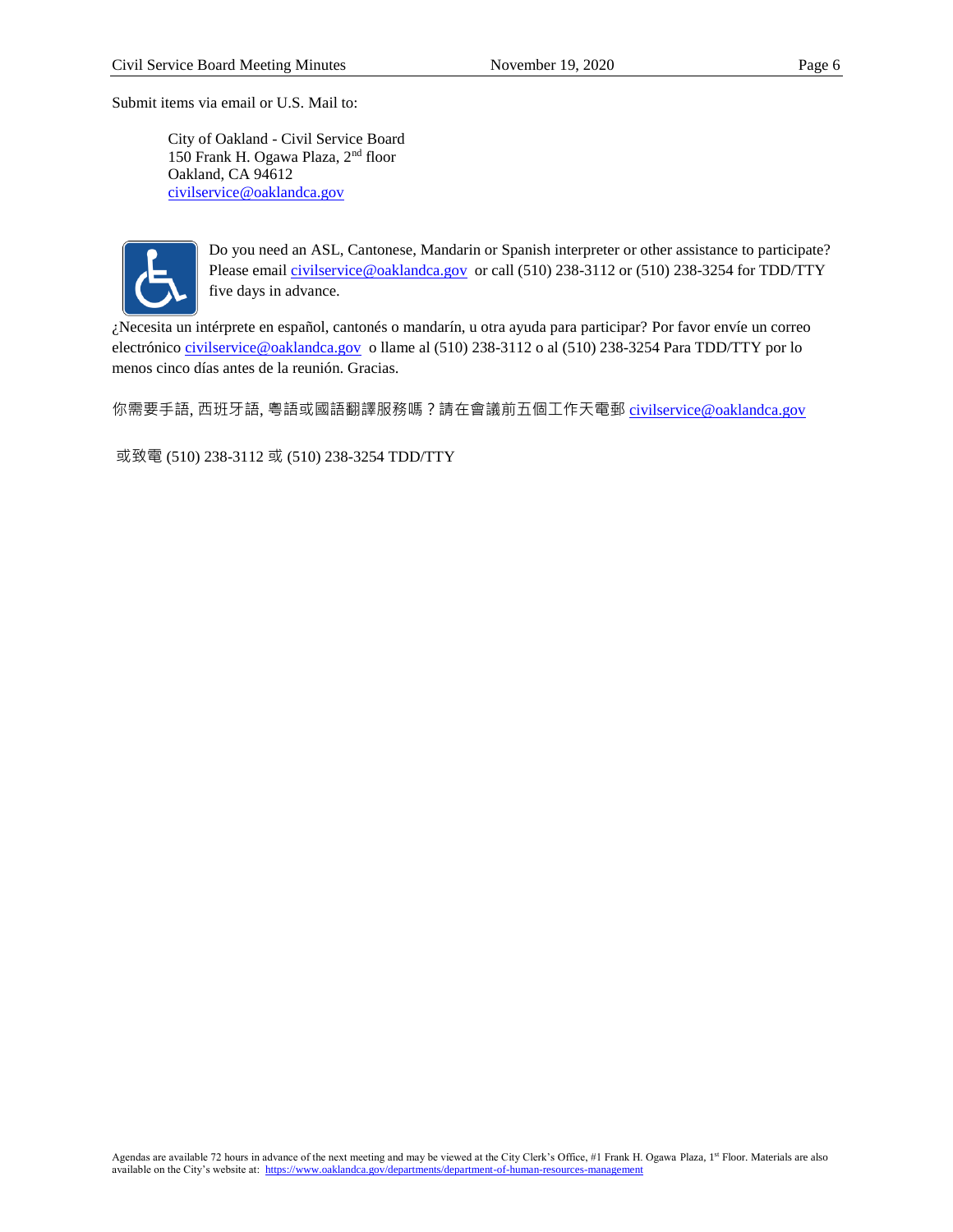Submit items via email or U.S. Mail to:

City of Oakland - Civil Service Board
150 Frank H. Ogawa Plaza, 2nd floor
Oakland, CA 94612
civilservice@oaklandca.gov

Do you need an ASL, Cantonese, Mandarin or Spanish interpreter or other assistance to participate? Please email civilservice@oaklandca.gov or call (510) 238-3112 or (510) 238-3254 for TDD/TTY five days in advance.

¿Necesita un intérprete en español, cantonés o mandarín, u otra ayuda para participar? Por favor envíe un correo electrónico civilservice@oaklandca.gov o llame al (510) 238-3112 o al (510) 238-3254 Para TDD/TTY por lo menos cinco días antes de la reunión. Gracias.

你需要手語, 西班牙語, 粵語或國語翻譯服務嗎？請在會議前五個工作天電郵 civilservice@oaklandca.gov

或致電 (510) 238-3112 或 (510) 238-3254 TDD/TTY

Agendas are available 72 hours in advance of the next meeting and may be viewed at the City Clerk's Office, #1 Frank H. Ogawa Plaza, 1st Floor. Materials are also available on the City's website at: https://www.oaklandca.gov/departments/department-of-human-resources-management